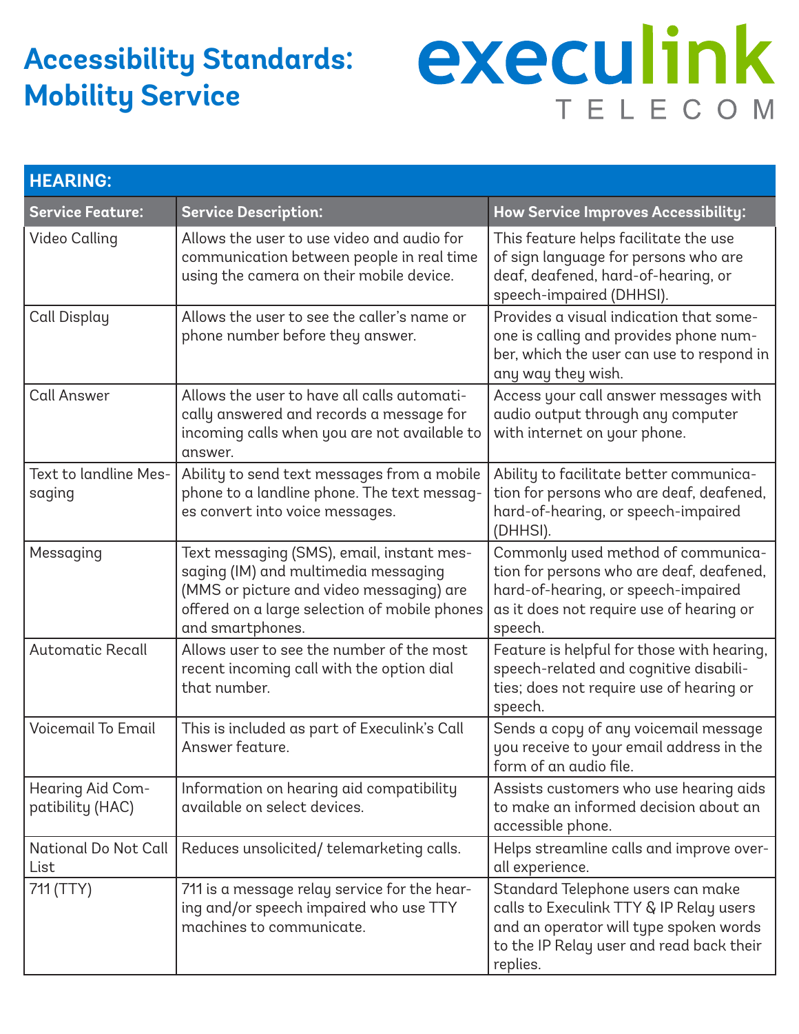# Accessibility Standards: Mobility Service

execulink TELECOM

## HEARING:

| Service Feature: | Service Description: | How Service Improves Accessibility: |
|---|---|---|
| Video Calling | Allows the user to use video and audio for communication between people in real time using the camera on their mobile device. | This feature helps facilitate the use of sign language for persons who are deaf, deafened, hard-of-hearing, or speech-impaired (DHHSI). |
| Call Display | Allows the user to see the caller's name or phone number before they answer. | Provides a visual indication that someone is calling and provides phone number, which the user can use to respond in any way they wish. |
| Call Answer | Allows the user to have all calls automatically answered and records a message for incoming calls when you are not available to answer. | Access your call answer messages with audio output through any computer with internet on your phone. |
| Text to landline Messaging | Ability to send text messages from a mobile phone to a landline phone. The text messages convert into voice messages. | Ability to facilitate better communication for persons who are deaf, deafened, hard-of-hearing, or speech-impaired (DHHSI). |
| Messaging | Text messaging (SMS), email, instant messaging (IM) and multimedia messaging (MMS or picture and video messaging) are offered on a large selection of mobile phones and smartphones. | Commonly used method of communication for persons who are deaf, deafened, hard-of-hearing, or speech-impaired as it does not require use of hearing or speech. |
| Automatic Recall | Allows user to see the number of the most recent incoming call with the option dial that number. | Feature is helpful for those with hearing, speech-related and cognitive disabilities; does not require use of hearing or speech. |
| Voicemail To Email | This is included as part of Execulink's Call Answer feature. | Sends a copy of any voicemail message you receive to your email address in the form of an audio file. |
| Hearing Aid Compatibility (HAC) | Information on hearing aid compatibility available on select devices. | Assists customers who use hearing aids to make an informed decision about an accessible phone. |
| National Do Not Call List | Reduces unsolicited/ telemarketing calls. | Helps streamline calls and improve overall experience. |
| 711 (TTY) | 711 is a message relay service for the hearing and/or speech impaired who use TTY machines to communicate. | Standard Telephone users can make calls to Execulink TTY & IP Relay users and an operator will type spoken words to the IP Relay user and read back their replies. |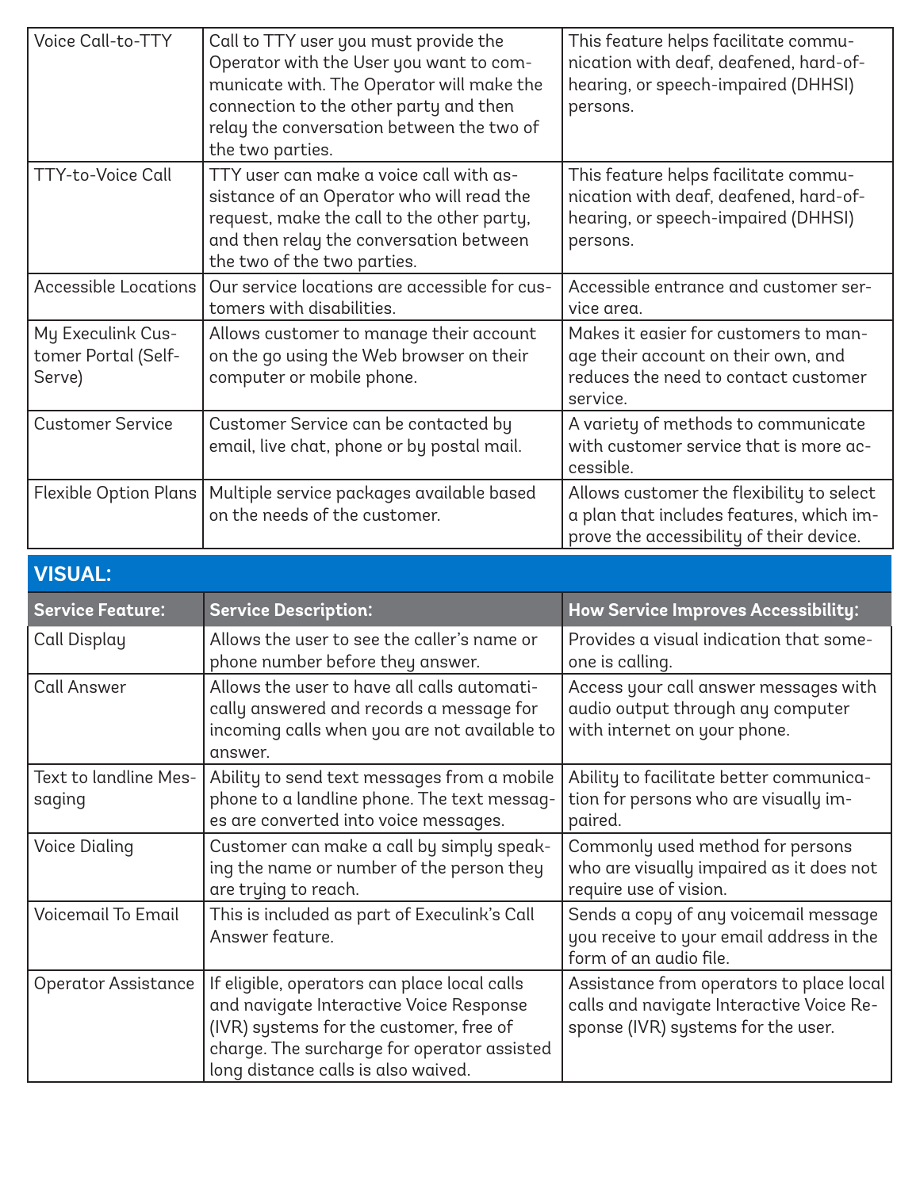| Voice Call-to-TTY | Call to TTY user you must provide the Operator with the User you want to communicate with. The Operator will make the connection to the other party and then relay the conversation between the two of the two parties. | This feature helps facilitate communication with deaf, deafened, hard-of-hearing, or speech-impaired (DHHSI) persons. |
|---|---|---|
| TTY-to-Voice Call | TTY user can make a voice call with assistance of an Operator who will read the request, make the call to the other party, and then relay the conversation between the two of the two parties. | This feature helps facilitate communication with deaf, deafened, hard-of-hearing, or speech-impaired (DHHSI) persons. |
| Accessible Locations | Our service locations are accessible for customers with disabilities. | Accessible entrance and customer service area. |
| My Execulink Customer Portal (Self-Serve) | Allows customer to manage their account on the go using the Web browser on their computer or mobile phone. | Makes it easier for customers to manage their account on their own, and reduces the need to contact customer service. |
| Customer Service | Customer Service can be contacted by email, live chat, phone or by postal mail. | A variety of methods to communicate with customer service that is more accessible. |
| Flexible Option Plans | Multiple service packages available based on the needs of the customer. | Allows customer the flexibility to select a plan that includes features, which improve the accessibility of their device. |

## VISUAL:

| Service Feature: | Service Description: | How Service Improves Accessibility: |
|---|---|---|
| Call Display | Allows the user to see the caller's name or phone number before they answer. | Provides a visual indication that someone is calling. |
| Call Answer | Allows the user to have all calls automatically answered and records a message for incoming calls when you are not available to answer. | Access your call answer messages with audio output through any computer with internet on your phone. |
| Text to landline Messaging | Ability to send text messages from a mobile phone to a landline phone. The text messages are converted into voice messages. | Ability to facilitate better communication for persons who are visually impaired. |
| Voice Dialing | Customer can make a call by simply speaking the name or number of the person they are trying to reach. | Commonly used method for persons who are visually impaired as it does not require use of vision. |
| Voicemail To Email | This is included as part of Execulink's Call Answer feature. | Sends a copy of any voicemail message you receive to your email address in the form of an audio file. |
| Operator Assistance | If eligible, operators can place local calls and navigate Interactive Voice Response (IVR) systems for the customer, free of charge. The surcharge for operator assisted long distance calls is also waived. | Assistance from operators to place local calls and navigate Interactive Voice Response (IVR) systems for the user. |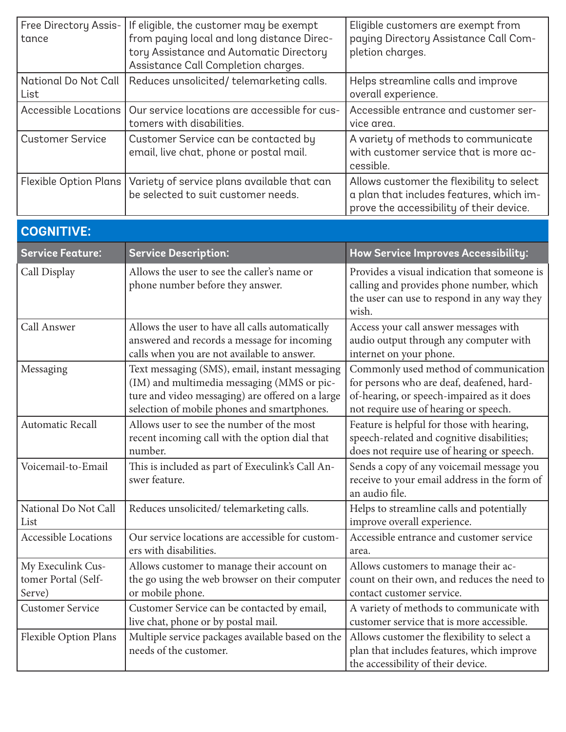| | | |
|---|---|---|
| Free Directory Assistance | If eligible, the customer may be exempt from paying local and long distance Directory Assistance and Automatic Directory Assistance Call Completion charges. | Eligible customers are exempt from paying Directory Assistance Call Completion charges. |
| National Do Not Call List | Reduces unsolicited/ telemarketing calls. | Helps streamline calls and improve overall experience. |
| Accessible Locations | Our service locations are accessible for customers with disabilities. | Accessible entrance and customer service area. |
| Customer Service | Customer Service can be contacted by email, live chat, phone or postal mail. | A variety of methods to communicate with customer service that is more accessible. |
| Flexible Option Plans | Variety of service plans available that can be selected to suit customer needs. | Allows customer the flexibility to select a plan that includes features, which improve the accessibility of their device. |

## COGNITIVE:

| Service Feature: | Service Description: | How Service Improves Accessibility: |
|---|---|---|
| Call Display | Allows the user to see the caller's name or phone number before they answer. | Provides a visual indication that someone is calling and provides phone number, which the user can use to respond in any way they wish. |
| Call Answer | Allows the user to have all calls automatically answered and records a message for incoming calls when you are not available to answer. | Access your call answer messages with audio output through any computer with internet on your phone. |
| Messaging | Text messaging (SMS), email, instant messaging (IM) and multimedia messaging (MMS or picture and video messaging) are offered on a large selection of mobile phones and smartphones. | Commonly used method of communication for persons who are deaf, deafened, hard-of-hearing, or speech-impaired as it does not require use of hearing or speech. |
| Automatic Recall | Allows user to see the number of the most recent incoming call with the option dial that number. | Feature is helpful for those with hearing, speech-related and cognitive disabilities; does not require use of hearing or speech. |
| Voicemail-to-Email | This is included as part of Execulink's Call Answer feature. | Sends a copy of any voicemail message you receive to your email address in the form of an audio file. |
| National Do Not Call List | Reduces unsolicited/ telemarketing calls. | Helps to streamline calls and potentially improve overall experience. |
| Accessible Locations | Our service locations are accessible for customers with disabilities. | Accessible entrance and customer service area. |
| My Execulink Customer Portal (Self-Serve) | Allows customer to manage their account on the go using the web browser on their computer or mobile phone. | Allows customers to manage their account on their own, and reduces the need to contact customer service. |
| Customer Service | Customer Service can be contacted by email, live chat, phone or by postal mail. | A variety of methods to communicate with customer service that is more accessible. |
| Flexible Option Plans | Multiple service packages available based on the needs of the customer. | Allows customer the flexibility to select a plan that includes features, which improve the accessibility of their device. |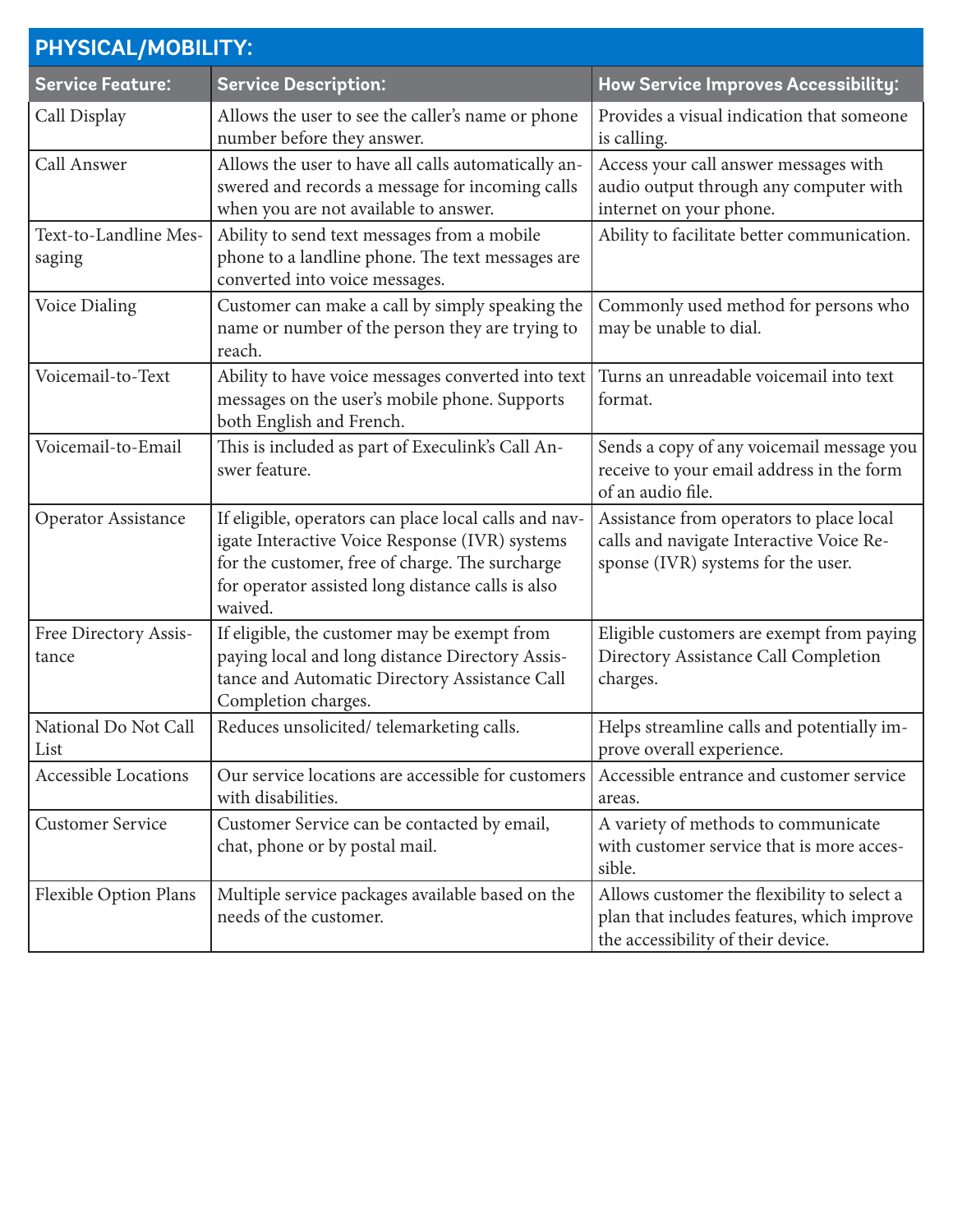## PHYSICAL/MOBILITY:

| Service Feature: | Service Description: | How Service Improves Accessibility: |
|---|---|---|
| Call Display | Allows the user to see the caller's name or phone number before they answer. | Provides a visual indication that someone is calling. |
| Call Answer | Allows the user to have all calls automatically answered and records a message for incoming calls when you are not available to answer. | Access your call answer messages with audio output through any computer with internet on your phone. |
| Text-to-Landline Messaging | Ability to send text messages from a mobile phone to a landline phone. The text messages are converted into voice messages. | Ability to facilitate better communication. |
| Voice Dialing | Customer can make a call by simply speaking the name or number of the person they are trying to reach. | Commonly used method for persons who may be unable to dial. |
| Voicemail-to-Text | Ability to have voice messages converted into text messages on the user's mobile phone. Supports both English and French. | Turns an unreadable voicemail into text format. |
| Voicemail-to-Email | This is included as part of Execulink's Call Answer feature. | Sends a copy of any voicemail message you receive to your email address in the form of an audio file. |
| Operator Assistance | If eligible, operators can place local calls and navigate Interactive Voice Response (IVR) systems for the customer, free of charge. The surcharge for operator assisted long distance calls is also waived. | Assistance from operators to place local calls and navigate Interactive Voice Response (IVR) systems for the user. |
| Free Directory Assistance | If eligible, the customer may be exempt from paying local and long distance Directory Assistance and Automatic Directory Assistance Call Completion charges. | Eligible customers are exempt from paying Directory Assistance Call Completion charges. |
| National Do Not Call List | Reduces unsolicited/ telemarketing calls. | Helps streamline calls and potentially improve overall experience. |
| Accessible Locations | Our service locations are accessible for customers with disabilities. | Accessible entrance and customer service areas. |
| Customer Service | Customer Service can be contacted by email, chat, phone or by postal mail. | A variety of methods to communicate with customer service that is more accessible. |
| Flexible Option Plans | Multiple service packages available based on the needs of the customer. | Allows customer the flexibility to select a plan that includes features, which improve the accessibility of their device. |